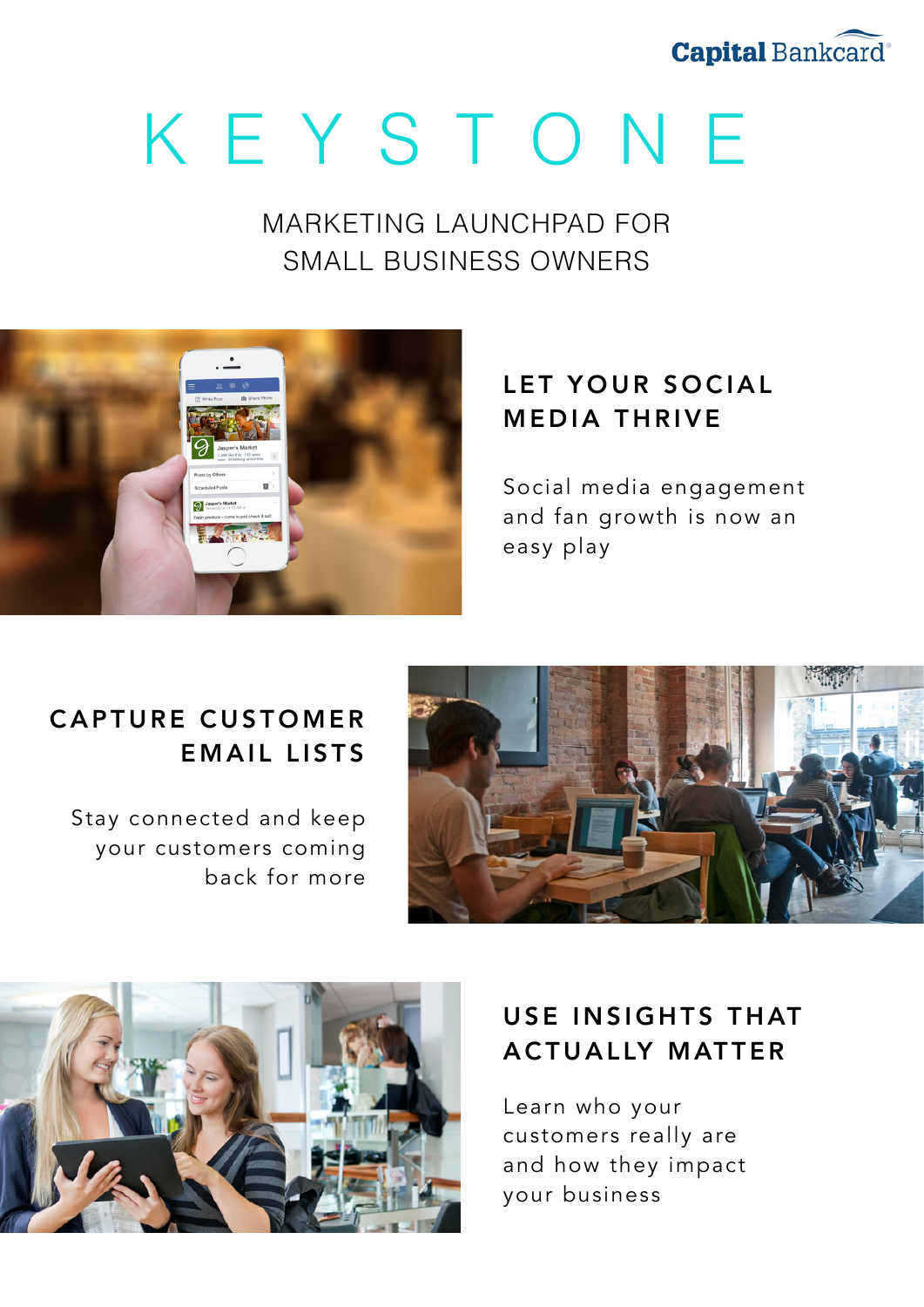Capital Bankcard

# KEYSTONE

## MARKETING LAUNCHPAD FOR SMALL BUSINESS OWNERS

### LET YOUR SOCIAL MEDIA THRIVE

Social media engagement and fan growth is now an easy play

### CAPTURE CUSTOMER EMAIL LISTS

Stay connected and keep your customers coming back for more

### USE INSIGHTS THAT ACTUALLY MATTER

Learn who your customers really are and how they impact your business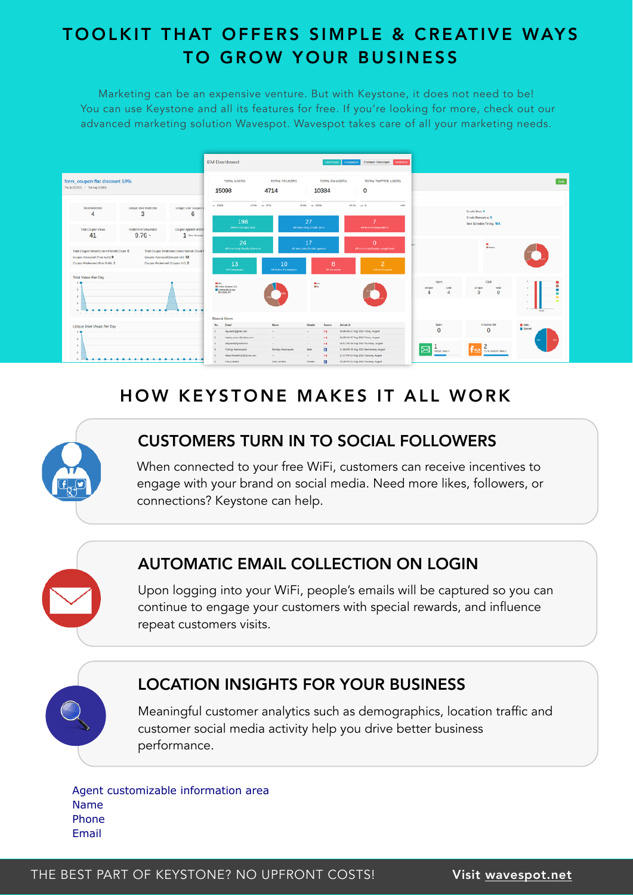# TOOLKIT THAT OFFERS SIMPLE & CREATIVE WAYS TO GROW YOUR BUSINESS

Marketing can be an expensive venture. But with Keystone, it does not need to be! You can use Keystone and all its features for free. If you're looking for more, check out our advanced marketing solution Wavespot. Wavespot takes care of all your marketing needs.

## HOW KEYSTONE MAKES IT ALL WORK

### CUSTOMERS TURN IN TO SOCIAL FOLLOWERS

When connected to your free WiFi, customers can receive incentives to engage with your brand on social media. Need more likes, followers, or connections? Keystone can help.

### AUTOMATIC EMAIL COLLECTION ON LOGIN

Upon logging into your WiFi, people's emails will be captured so you can continue to engage your customers with special rewards, and influence repeat customers visits.

### LOCATION INSIGHTS FOR YOUR BUSINESS

Meaningful customer analytics such as demographics, location traffic and customer social media activity help you drive better business performance.

Agent customizable information area
Name
Phone
Email

THE BEST PART OF KEYSTONE? NO UPFRONT COSTS!

**Visit wavespot.net**